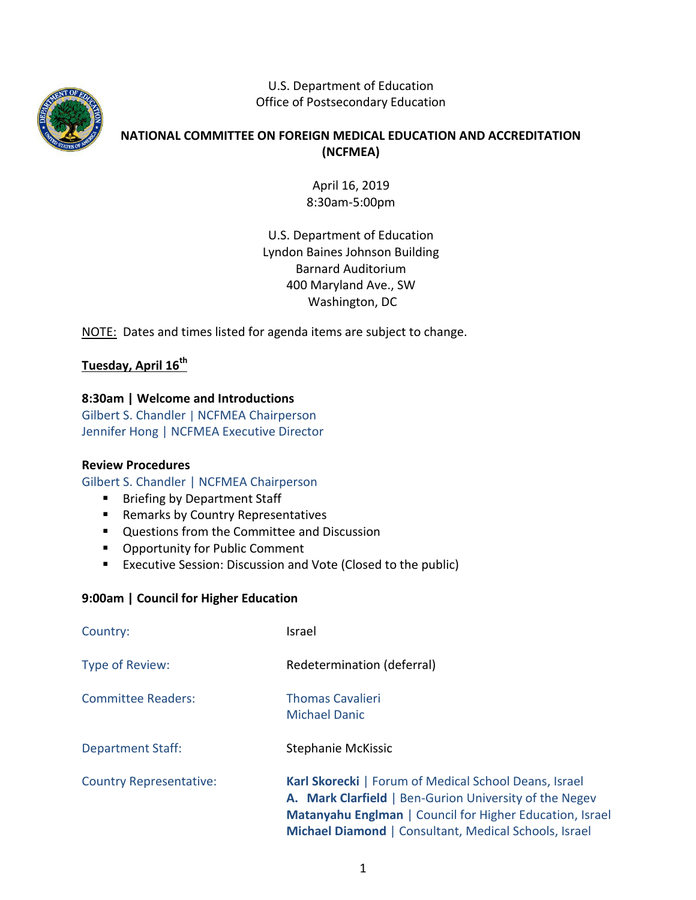U.S. Department of Education
Office of Postsecondary Education

# NATIONAL COMMITTEE ON FOREIGN MEDICAL EDUCATION AND ACCREDITATION (NCFMEA)

April 16, 2019
8:30am-5:00pm

U.S. Department of Education
Lyndon Baines Johnson Building
Barnard Auditorium
400 Maryland Ave., SW
Washington, DC

NOTE: Dates and times listed for agenda items are subject to change.

## Tuesday, April 16th

**8:30am | Welcome and Introductions**
Gilbert S. Chandler | NCFMEA Chairperson
Jennifer Hong | NCFMEA Executive Director

**Review Procedures**
Gilbert S. Chandler | NCFMEA Chairperson

- Briefing by Department Staff
- Remarks by Country Representatives
- Questions from the Committee and Discussion
- Opportunity for Public Comment
- Executive Session: Discussion and Vote (Closed to the public)

**9:00am | Council for Higher Education**

| | |
|---|---|
| Country: | Israel |
| Type of Review: | Redetermination (deferral) |
| Committee Readers: | Thomas Cavalieri<br>Michael Danic |
| Department Staff: | Stephanie McKissic |
| Country Representative: | **Karl Skorecki** \| Forum of Medical School Deans, Israel<br>**A. Mark Clarfield** \| Ben-Gurion University of the Negev<br>**Matanyahu Englman** \| Council for Higher Education, Israel<br>**Michael Diamond** \| Consultant, Medical Schools, Israel |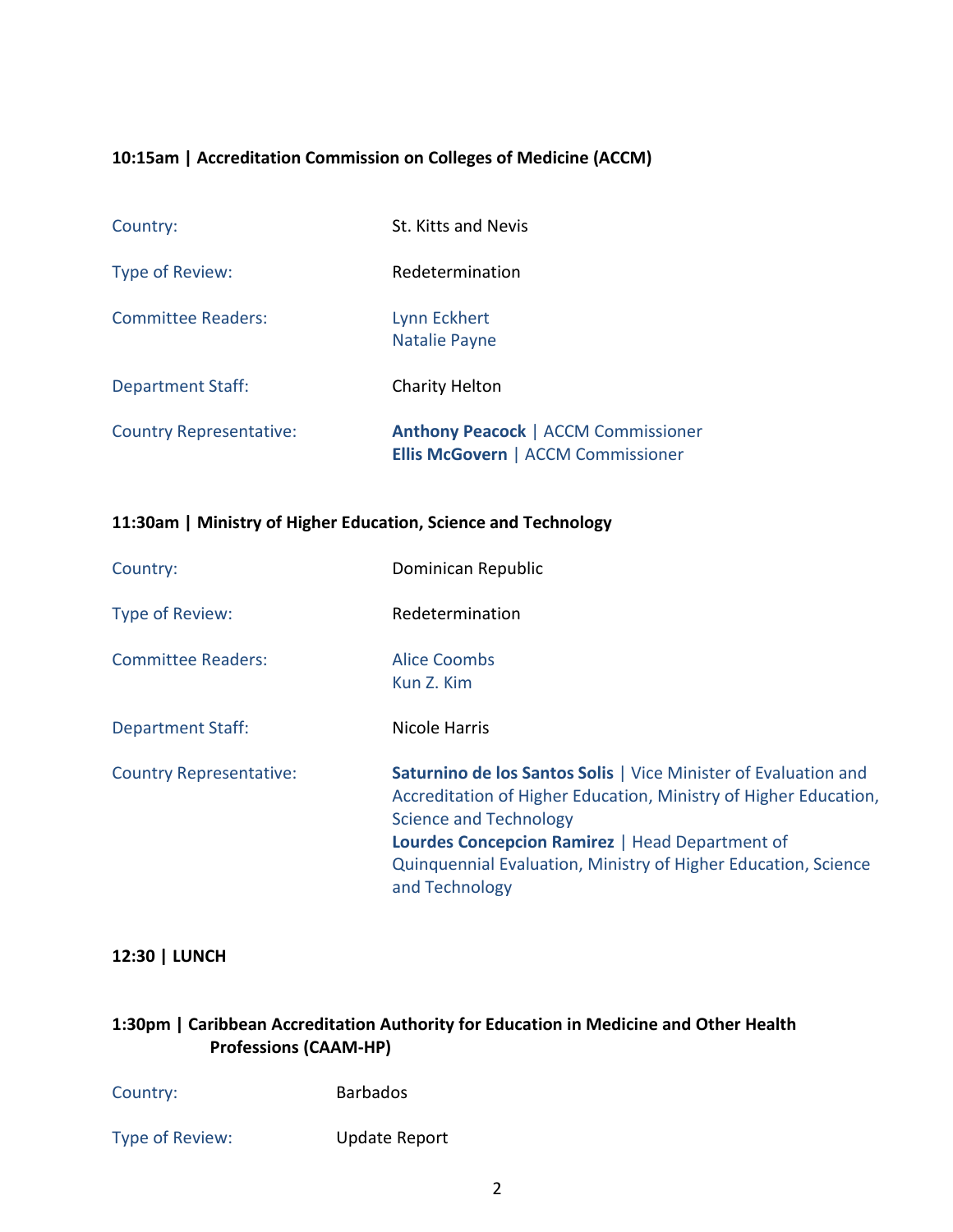**10:15am | Accreditation Commission on Colleges of Medicine (ACCM)**

| | |
|---|---|
| Country: | St. Kitts and Nevis |
| Type of Review: | Redetermination |
| Committee Readers: | Lynn Eckhert<br>Natalie Payne |
| Department Staff: | Charity Helton |
| Country Representative: | **Anthony Peacock** \| ACCM Commissioner<br>**Ellis McGovern** \| ACCM Commissioner |

**11:30am | Ministry of Higher Education, Science and Technology**

| | |
|---|---|
| Country: | Dominican Republic |
| Type of Review: | Redetermination |
| Committee Readers: | Alice Coombs<br>Kun Z. Kim |
| Department Staff: | Nicole Harris |
| Country Representative: | **Saturnino de los Santos Solis** \| Vice Minister of Evaluation and Accreditation of Higher Education, Ministry of Higher Education, Science and Technology<br>**Lourdes Concepcion Ramirez** \| Head Department of Quinquennial Evaluation, Ministry of Higher Education, Science and Technology |

**12:30 | LUNCH**

**1:30pm | Caribbean Accreditation Authority for Education in Medicine and Other Health Professions (CAAM-HP)**

| | |
|---|---|
| Country: | Barbados |
| Type of Review: | Update Report |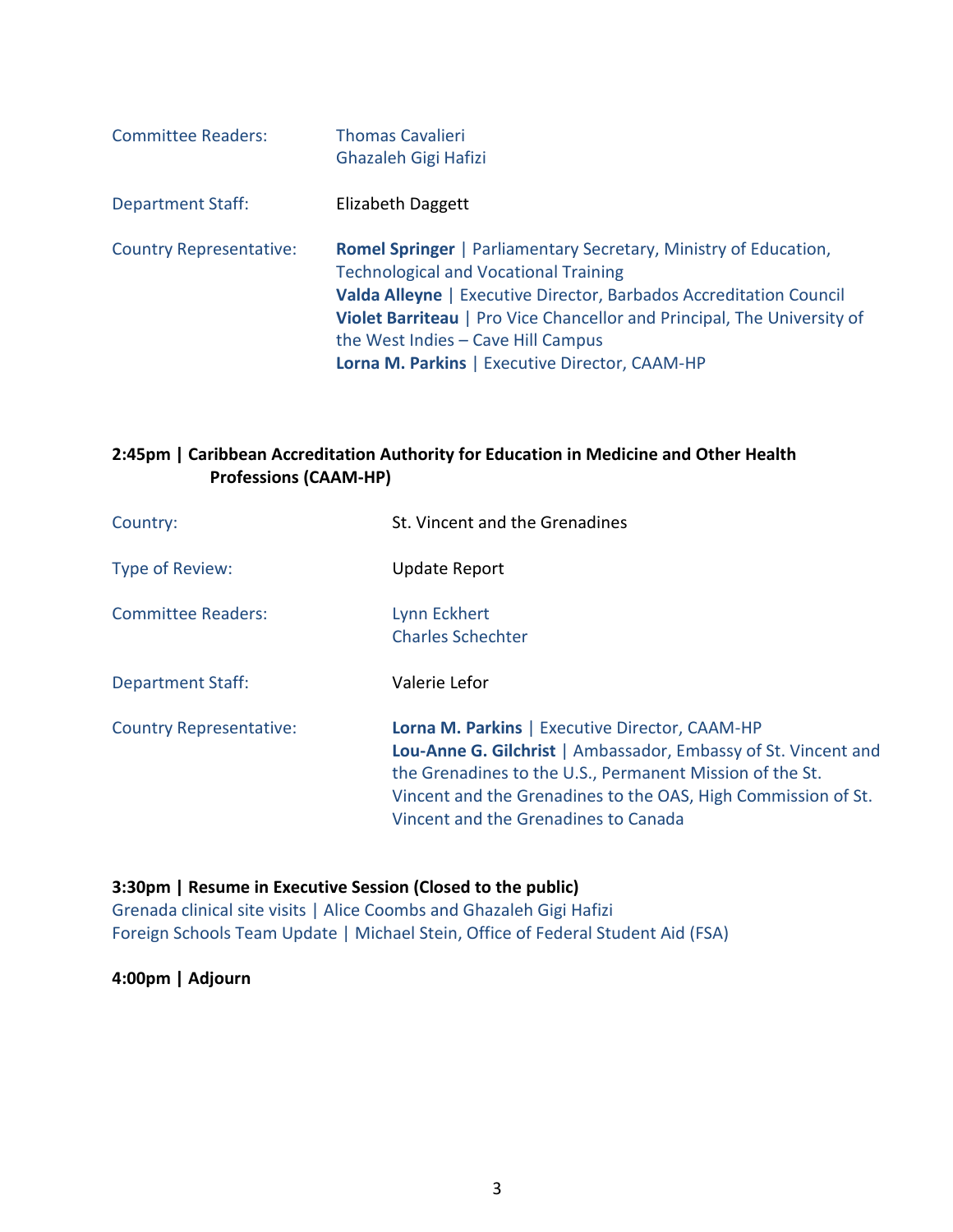Committee Readers: Thomas Cavalieri
Ghazaleh Gigi Hafizi

Department Staff: Elizabeth Daggett

Country Representative: **Romel Springer** | Parliamentary Secretary, Ministry of Education, Technological and Vocational Training
**Valda Alleyne** | Executive Director, Barbados Accreditation Council
**Violet Barriteau** | Pro Vice Chancellor and Principal, The University of the West Indies – Cave Hill Campus
**Lorna M. Parkins** | Executive Director, CAAM-HP

**2:45pm | Caribbean Accreditation Authority for Education in Medicine and Other Health Professions (CAAM-HP)**

Country: St. Vincent and the Grenadines

Type of Review: Update Report

Committee Readers: Lynn Eckhert
Charles Schechter

Department Staff: Valerie Lefor

Country Representative: **Lorna M. Parkins** | Executive Director, CAAM-HP
**Lou-Anne G. Gilchrist** | Ambassador, Embassy of St. Vincent and the Grenadines to the U.S., Permanent Mission of the St. Vincent and the Grenadines to the OAS, High Commission of St. Vincent and the Grenadines to Canada

**3:30pm | Resume in Executive Session (Closed to the public)**
Grenada clinical site visits | Alice Coombs and Ghazaleh Gigi Hafizi
Foreign Schools Team Update | Michael Stein, Office of Federal Student Aid (FSA)

**4:00pm | Adjourn**